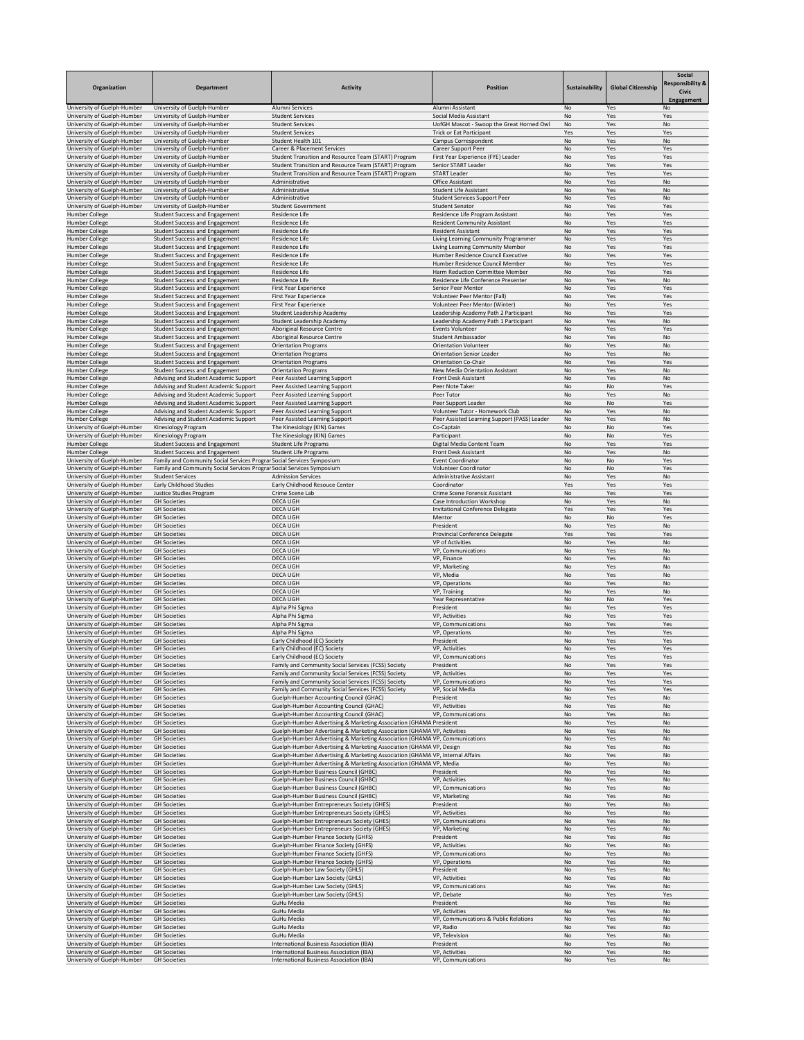| Organization | Department | Activity | Position | Sustainability | Global Citizenship | Social Responsibility & Civic Engagement |
|---|---|---|---|---|---|---|
| University of Guelph-Humber | University of Guelph-Humber | Alumni Services | Alumni Assistant | No | Yes | No |
| University of Guelph-Humber | University of Guelph-Humber | Student Services | Social Media Assistant | No | Yes | Yes |
| University of Guelph-Humber | University of Guelph-Humber | Student Services | UofGH Mascot - Swoop the Great Horned Owl | No | Yes | No |
| University of Guelph-Humber | University of Guelph-Humber | Student Services | Trick or Eat Participant | Yes | Yes | Yes |
| University of Guelph-Humber | University of Guelph-Humber | Student Health 101 | Campus Correspondent | No | Yes | No |
| University of Guelph-Humber | University of Guelph-Humber | Career & Placement Services | Career Support Peer | No | Yes | Yes |
| University of Guelph-Humber | University of Guelph-Humber | Student Transition and Resource Team (START) Program | First Year Experience (FYE) Leader | No | Yes | Yes |
| University of Guelph-Humber | University of Guelph-Humber | Student Transition and Resource Team (START) Program | Senior START Leader | No | Yes | Yes |
| University of Guelph-Humber | University of Guelph-Humber | Student Transition and Resource Team (START) Program | START Leader | No | Yes | Yes |
| University of Guelph-Humber | University of Guelph-Humber | Administrative | Office Assistant | No | Yes | No |
| University of Guelph-Humber | University of Guelph-Humber | Administrative | Student Life Assistant | No | Yes | No |
| University of Guelph-Humber | University of Guelph-Humber | Administrative | Student Services Support Peer | No | Yes | No |
| University of Guelph-Humber | University of Guelph-Humber | Student Government | Student Senator | No | Yes | Yes |
| Humber College | Student Success and Engagement | Residence Life | Residence Life Program Assistant | No | Yes | Yes |
| Humber College | Student Success and Engagement | Residence Life | Resident Community Assistant | No | Yes | Yes |
| Humber College | Student Success and Engagement | Residence Life | Resident Assistant | No | Yes | Yes |
| Humber College | Student Success and Engagement | Residence Life | Living Learning Community Programmer | No | Yes | Yes |
| Humber College | Student Success and Engagement | Residence Life | Living Learning Community Member | No | Yes | Yes |
| Humber College | Student Success and Engagement | Residence Life | Humber Residence Council Executive | No | Yes | Yes |
| Humber College | Student Success and Engagement | Residence Life | Humber Residence Council Member | No | Yes | Yes |
| Humber College | Student Success and Engagement | Residence Life | Harm Reduction Committee Member | No | Yes | Yes |
| Humber College | Student Success and Engagement | Residence Life | Residence Life Conference Presenter | No | Yes | No |
| Humber College | Student Success and Engagement | First Year Experience | Senior Peer Mentor | No | Yes | Yes |
| Humber College | Student Success and Engagement | First Year Experience | Volunteer Peer Mentor (Fall) | No | Yes | Yes |
| Humber College | Student Success and Engagement | First Year Experience | Volunteer Peer Mentor (Winter) | No | Yes | Yes |
| Humber College | Student Success and Engagement | Student Leadership Academy | Leadership Academy Path 2 Participant | No | Yes | Yes |
| Humber College | Student Success and Engagement | Student Leadership Academy | Leadership Academy Path 1 Participant | No | Yes | No |
| Humber College | Student Success and Engagement | Aboriginal Resource Centre | Events Volunteer | No | Yes | Yes |
| Humber College | Student Success and Engagement | Aboriginal Resource Centre | Student Ambassador | No | Yes | No |
| Humber College | Student Success and Engagement | Orientation Programs | Orientation Volunteer | No | Yes | No |
| Humber College | Student Success and Engagement | Orientation Programs | Orientation Senior Leader | No | Yes | No |
| Humber College | Student Success and Engagement | Orientation Programs | Orientation Co-Chair | No | Yes | Yes |
| Humber College | Student Success and Engagement | Orientation Programs | New Media Orientation Assistant | No | Yes | No |
| Humber College | Advising and Student Academic Support | Peer Assisted Learning Support | Front Desk Assistant | No | Yes | No |
| Humber College | Advising and Student Academic Support | Peer Assisted Learning Support | Peer Note Taker | No | No | Yes |
| Humber College | Advising and Student Academic Support | Peer Assisted Learning Support | Peer Tutor | No | Yes | No |
| Humber College | Advising and Student Academic Support | Peer Assisted Learning Support | Peer Support Leader | No | No | Yes |
| Humber College | Advising and Student Academic Support | Peer Assisted Learning Support | Volunteer Tutor - Homework Club | No | Yes | No |
| Humber College | Advising and Student Academic Support | Peer Assisted Learning Support | Peer Assisted Learning Support (PASS) Leader | No | Yes | No |
| University of Guelph-Humber | Kinesiology Program | The Kinesiology (KIN) Games | Co-Captain | No | No | Yes |
| University of Guelph-Humber | Kinesiology Program | The Kinesiology (KIN) Games | Participant | No | No | Yes |
| Humber College | Student Success and Engagement | Student Life Programs | Digital Media Content Team | No | Yes | Yes |
| Humber College | Student Success and Engagement | Student Life Programs | Front Desk Assistant | No | Yes | No |
| University of Guelph-Humber | Family and Community Social Services Prograr | Social Services Symposium | Event Coordinator | No | No | Yes |
| University of Guelph-Humber | Family and Community Social Services Prograr | Social Services Symposium | Volunteer Coordinator | No | No | Yes |
| University of Guelph-Humber | Student Services | Admission Services | Administrative Assistant | No | Yes | No |
| University of Guelph-Humber | Early Childhood Studies | Early Childhood Resouce Center | Coordinator | Yes | Yes | Yes |
| University of Guelph-Humber | Justice Studies Program | Crime Scene Lab | Crime Scene Forensic Assistant | No | Yes | Yes |
| University of Guelph-Humber | GH Societies | DECA UGH | Case Introduction Workshop | No | Yes | No |
| University of Guelph-Humber | GH Societies | DECA UGH | Invitational Conference Delegate | Yes | Yes | Yes |
| University of Guelph-Humber | GH Societies | DECA UGH | Mentor | No | No | Yes |
| University of Guelph-Humber | GH Societies | DECA UGH | President | No | Yes | No |
| University of Guelph-Humber | GH Societies | DECA UGH | Provincial Conference Delegate | Yes | Yes | Yes |
| University of Guelph-Humber | GH Societies | DECA UGH | VP of Activities | No | Yes | No |
| University of Guelph-Humber | GH Societies | DECA UGH | VP, Communications | No | Yes | No |
| University of Guelph-Humber | GH Societies | DECA UGH | VP, Finance | No | Yes | No |
| University of Guelph-Humber | GH Societies | DECA UGH | VP, Marketing | No | Yes | No |
| University of Guelph-Humber | GH Societies | DECA UGH | VP, Media | No | Yes | No |
| University of Guelph-Humber | GH Societies | DECA UGH | VP, Operations | No | Yes | No |
| University of Guelph-Humber | GH Societies | DECA UGH | VP, Training | No | Yes | No |
| University of Guelph-Humber | GH Societies | DECA UGH | Year Representative | No | No | Yes |
| University of Guelph-Humber | GH Societies | Alpha Phi Sigma | President | No | Yes | Yes |
| University of Guelph-Humber | GH Societies | Alpha Phi Sigma | VP, Activities | No | Yes | Yes |
| University of Guelph-Humber | GH Societies | Alpha Phi Sigma | VP, Communications | No | Yes | Yes |
| University of Guelph-Humber | GH Societies | Alpha Phi Sigma | VP, Operations | No | Yes | Yes |
| University of Guelph-Humber | GH Societies | Early Childhood (EC) Society | President | No | Yes | Yes |
| University of Guelph-Humber | GH Societies | Early Childhood (EC) Society | VP, Activities | No | Yes | Yes |
| University of Guelph-Humber | GH Societies | Early Childhood (EC) Society | VP, Communications | No | Yes | Yes |
| University of Guelph-Humber | GH Societies | Family and Community Social Services (FCSS) Society | President | No | Yes | Yes |
| University of Guelph-Humber | GH Societies | Family and Community Social Services (FCSS) Society | VP, Activities | No | Yes | Yes |
| University of Guelph-Humber | GH Societies | Family and Community Social Services (FCSS) Society | VP, Communications | No | Yes | Yes |
| University of Guelph-Humber | GH Societies | Family and Community Social Services (FCSS) Society | VP, Social Media | No | Yes | Yes |
| University of Guelph-Humber | GH Societies | Guelph-Humber Accounting Council (GHAC) | President | No | Yes | No |
| University of Guelph-Humber | GH Societies | Guelph-Humber Accounting Council (GHAC) | VP, Activities | No | Yes | No |
| University of Guelph-Humber | GH Societies | Guelph-Humber Accounting Council (GHAC) | VP, Communications | No | Yes | No |
| University of Guelph-Humber | GH Societies | Guelph-Humber Advertising & Marketing Association (GHAMA | President | No | Yes | No |
| University of Guelph-Humber | GH Societies | Guelph-Humber Advertising & Marketing Association (GHAMA | VP, Activities | No | Yes | No |
| University of Guelph-Humber | GH Societies | Guelph-Humber Advertising & Marketing Association (GHAMA | VP, Communications | No | Yes | No |
| University of Guelph-Humber | GH Societies | Guelph-Humber Advertising & Marketing Association (GHAMA | VP, Design | No | Yes | No |
| University of Guelph-Humber | GH Societies | Guelph-Humber Advertising & Marketing Association (GHAMA | VP, Internal Affairs | No | Yes | No |
| University of Guelph-Humber | GH Societies | Guelph-Humber Advertising & Marketing Association (GHAMA | VP, Media | No | Yes | No |
| University of Guelph-Humber | GH Societies | Guelph-Humber Business Council (GHBC) | President | No | Yes | No |
| University of Guelph-Humber | GH Societies | Guelph-Humber Business Council (GHBC) | VP, Activities | No | Yes | No |
| University of Guelph-Humber | GH Societies | Guelph-Humber Business Council (GHBC) | VP, Communications | No | Yes | No |
| University of Guelph-Humber | GH Societies | Guelph-Humber Business Council (GHBC) | VP, Marketing | No | Yes | No |
| University of Guelph-Humber | GH Societies | Guelph-Humber Entrepreneurs Society (GHES) | President | No | Yes | No |
| University of Guelph-Humber | GH Societies | Guelph-Humber Entrepreneurs Society (GHES) | VP, Activities | No | Yes | No |
| University of Guelph-Humber | GH Societies | Guelph-Humber Entrepreneurs Society (GHES) | VP, Communications | No | Yes | No |
| University of Guelph-Humber | GH Societies | Guelph-Humber Entrepreneurs Society (GHES) | VP, Marketing | No | Yes | No |
| University of Guelph-Humber | GH Societies | Guelph-Humber Finance Society (GHFS) | President | No | Yes | No |
| University of Guelph-Humber | GH Societies | Guelph-Humber Finance Society (GHFS) | VP, Activities | No | Yes | No |
| University of Guelph-Humber | GH Societies | Guelph-Humber Finance Society (GHFS) | VP, Communications | No | Yes | No |
| University of Guelph-Humber | GH Societies | Guelph-Humber Finance Society (GHFS) | VP, Operations | No | Yes | No |
| University of Guelph-Humber | GH Societies | Guelph-Humber Law Society (GHLS) | President | No | Yes | No |
| University of Guelph-Humber | GH Societies | Guelph-Humber Law Society (GHLS) | VP, Activities | No | Yes | No |
| University of Guelph-Humber | GH Societies | Guelph-Humber Law Society (GHLS) | VP, Communications | No | Yes | No |
| University of Guelph-Humber | GH Societies | Guelph-Humber Law Society (GHLS) | VP, Debate | No | Yes | Yes |
| University of Guelph-Humber | GH Societies | GuHu Media | President | No | Yes | No |
| University of Guelph-Humber | GH Societies | GuHu Media | VP, Activities | No | Yes | No |
| University of Guelph-Humber | GH Societies | GuHu Media | VP, Communications & Public Relations | No | Yes | No |
| University of Guelph-Humber | GH Societies | GuHu Media | VP, Radio | No | Yes | No |
| University of Guelph-Humber | GH Societies | GuHu Media | VP, Television | No | Yes | No |
| University of Guelph-Humber | GH Societies | International Business Association (IBA) | President | No | Yes | No |
| University of Guelph-Humber | GH Societies | International Business Association (IBA) | VP, Activities | No | Yes | No |
| University of Guelph-Humber | GH Societies | International Business Association (IBA) | VP, Communications | No | Yes | No |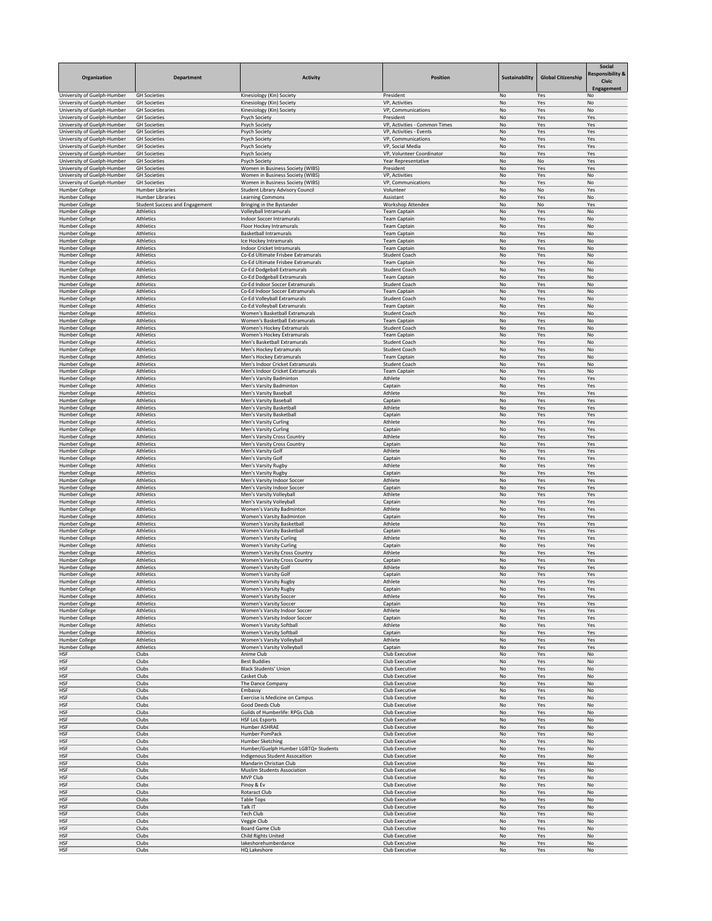| Organization | Department | Activity | Position | Sustainability | Global Citizenship | Social Responsibility & Civic Engagement |
|---|---|---|---|---|---|---|
| University of Guelph-Humber | GH Societies | Kinesiology (Kin) Society | President | No | Yes | No |
| University of Guelph-Humber | GH Societies | Kinesiology (Kin) Society | VP, Activities | No | Yes | No |
| University of Guelph-Humber | GH Societies | Kinesiology (Kin) Society | VP, Communications | No | Yes | No |
| University of Guelph-Humber | GH Societies | Psych Society | President | No | Yes | Yes |
| University of Guelph-Humber | GH Societies | Psych Society | VP, Activities - Common Times | No | Yes | Yes |
| University of Guelph-Humber | GH Societies | Psych Society | VP, Activities - Events | No | Yes | Yes |
| University of Guelph-Humber | GH Societies | Psych Society | VP, Communications | No | Yes | Yes |
| University of Guelph-Humber | GH Societies | Psych Society | VP, Social Media | No | Yes | Yes |
| University of Guelph-Humber | GH Societies | Psych Society | VP, Volunteer Coordinator | No | Yes | Yes |
| University of Guelph-Humber | GH Societies | Psych Society | Year Representative | No | No | Yes |
| University of Guelph-Humber | GH Societies | Women in Business Society (WIBS) | President | No | Yes | Yes |
| University of Guelph-Humber | GH Societies | Women in Business Society (WIBS) | VP, Activities | No | Yes | No |
| University of Guelph-Humber | GH Societies | Women in Business Society (WIBS) | VP, Communications | No | Yes | No |
| Humber College | Humber Libraries | Student Library Advisory Council | Volunteer | No | No | Yes |
| Humber College | Humber Libraries | Learning Commons | Assistant | No | Yes | No |
| Humber College | Student Success and Engagement | Bringing in the Bystander | Workshop Attendee | No | No | Yes |
| Humber College | Athletics | Volleyball Intramurals | Team Captain | No | Yes | No |
| Humber College | Athletics | Indoor Soccer Intramurals | Team Captain | No | Yes | No |
| Humber College | Athletics | Floor Hockey Intramurals | Team Captain | No | Yes | No |
| Humber College | Athletics | Basketball Intramurals | Team Captain | No | Yes | No |
| Humber College | Athletics | Ice Hockey Intramurals | Team Captain | No | Yes | No |
| Humber College | Athletics | Indoor Cricket Intramurals | Team Captain | No | Yes | No |
| Humber College | Athletics | Co-Ed Ultimate Frisbee Extramurals | Student Coach | No | Yes | No |
| Humber College | Athletics | Co-Ed Ultimate Frisbee Extramurals | Team Captain | No | Yes | No |
| Humber College | Athletics | Co-Ed Dodgeball Extramurals | Student Coach | No | Yes | No |
| Humber College | Athletics | Co-Ed Dodgeball Extramurals | Team Captain | No | Yes | No |
| Humber College | Athletics | Co-Ed Indoor Soccer Extramurals | Student Coach | No | Yes | No |
| Humber College | Athletics | Co-Ed Indoor Soccer Extramurals | Team Captain | No | Yes | No |
| Humber College | Athletics | Co-Ed Volleyball Extramurals | Student Coach | No | Yes | No |
| Humber College | Athletics | Co-Ed Volleyball Extramurals | Team Captain | No | Yes | No |
| Humber College | Athletics | Women's Basketball Extramurals | Student Coach | No | Yes | No |
| Humber College | Athletics | Women's Basketball Extramurals | Team Captain | No | Yes | No |
| Humber College | Athletics | Women's Hockey Extramurals | Student Coach | No | Yes | No |
| Humber College | Athletics | Women's Hockey Extramurals | Team Captain | No | Yes | No |
| Humber College | Athletics | Men's Basketball Extramurals | Student Coach | No | Yes | No |
| Humber College | Athletics | Men's Hockey Extramurals | Student Coach | No | Yes | No |
| Humber College | Athletics | Men's Hockey Extramurals | Team Captain | No | Yes | No |
| Humber College | Athletics | Men's Indoor Cricket Extramurals | Student Coach | No | Yes | No |
| Humber College | Athletics | Men's Indoor Cricket Extramurals | Team Captain | No | Yes | No |
| Humber College | Athletics | Men's Varsity Badminton | Athlete | No | Yes | Yes |
| Humber College | Athletics | Men's Varsity Badminton | Captain | No | Yes | Yes |
| Humber College | Athletics | Men's Varsity Baseball | Athlete | No | Yes | Yes |
| Humber College | Athletics | Men's Varsity Baseball | Captain | No | Yes | Yes |
| Humber College | Athletics | Men's Varsity Basketball | Athlete | No | Yes | Yes |
| Humber College | Athletics | Men's Varsity Basketball | Captain | No | Yes | Yes |
| Humber College | Athletics | Men's Varsity Curling | Athlete | No | Yes | Yes |
| Humber College | Athletics | Men's Varsity Curling | Captain | No | Yes | Yes |
| Humber College | Athletics | Men's Varsity Cross Country | Athlete | No | Yes | Yes |
| Humber College | Athletics | Men's Varsity Cross Country | Captain | No | Yes | Yes |
| Humber College | Athletics | Men's Varsity Golf | Athlete | No | Yes | Yes |
| Humber College | Athletics | Men's Varsity Golf | Captain | No | Yes | Yes |
| Humber College | Athletics | Men's Varsity Rugby | Athlete | No | Yes | Yes |
| Humber College | Athletics | Men's Varsity Rugby | Captain | No | Yes | Yes |
| Humber College | Athletics | Men's Varsity Indoor Soccer | Athlete | No | Yes | Yes |
| Humber College | Athletics | Men's Varsity Indoor Soccer | Captain | No | Yes | Yes |
| Humber College | Athletics | Men's Varsity Volleyball | Athlete | No | Yes | Yes |
| Humber College | Athletics | Men's Varsity Volleyball | Captain | No | Yes | Yes |
| Humber College | Athletics | Women's Varsity Badminton | Athlete | No | Yes | Yes |
| Humber College | Athletics | Women's Varsity Badminton | Captain | No | Yes | Yes |
| Humber College | Athletics | Women's Varsity Basketball | Athlete | No | Yes | Yes |
| Humber College | Athletics | Women's Varsity Basketball | Captain | No | Yes | Yes |
| Humber College | Athletics | Women's Varsity Curling | Athlete | No | Yes | Yes |
| Humber College | Athletics | Women's Varsity Curling | Captain | No | Yes | Yes |
| Humber College | Athletics | Women's Varsity Cross Country | Athlete | No | Yes | Yes |
| Humber College | Athletics | Women's Varsity Cross Country | Captain | No | Yes | Yes |
| Humber College | Athletics | Women's Varsity Golf | Athlete | No | Yes | Yes |
| Humber College | Athletics | Women's Varsity Golf | Captain | No | Yes | Yes |
| Humber College | Athletics | Women's Varsity Rugby | Athlete | No | Yes | Yes |
| Humber College | Athletics | Women's Varsity Rugby | Captain | No | Yes | Yes |
| Humber College | Athletics | Women's Varsity Soccer | Athlete | No | Yes | Yes |
| Humber College | Athletics | Women's Varsity Soccer | Captain | No | Yes | Yes |
| Humber College | Athletics | Women's Varsity Indoor Soccer | Athlete | No | Yes | Yes |
| Humber College | Athletics | Women's Varsity Indoor Soccer | Captain | No | Yes | Yes |
| Humber College | Athletics | Women's Varsity Softball | Athlete | No | Yes | Yes |
| Humber College | Athletics | Women's Varsity Softball | Captain | No | Yes | Yes |
| Humber College | Athletics | Women's Varsity Volleyball | Athlete | No | Yes | Yes |
| Humber College | Athletics | Women's Varsity Volleyball | Captain | No | Yes | Yes |
| HSF | Clubs | Anime Club | Club Executive | No | Yes | No |
| HSF | Clubs | Best Buddies | Club Executive | No | Yes | No |
| HSF | Clubs | Black Students' Union | Club Executive | No | Yes | No |
| HSF | Clubs | Casket Club | Club Executive | No | Yes | No |
| HSF | Clubs | The Dance Company | Club Executive | No | Yes | No |
| HSF | Clubs | Embassy | Club Executive | No | Yes | No |
| HSF | Clubs | Exercise is Medicine on Campus | Club Executive | No | Yes | No |
| HSF | Clubs | Good Deeds Club | Club Executive | No | Yes | No |
| HSF | Clubs | Guilds of Humberlife: RPGs Club | Club Executive | No | Yes | No |
| HSF | Clubs | HSF LoL Esports | Club Executive | No | Yes | No |
| HSF | Clubs | Humber ASHRAE | Club Executive | No | Yes | No |
| HSF | Clubs | Humber PomPack | Club Executive | No | Yes | No |
| HSF | Clubs | Humber Sketching | Club Executive | No | Yes | No |
| HSF | Clubs | Humber/Guelph Humber LGBTQ+ Students | Club Executive | No | Yes | No |
| HSF | Clubs | Indigenous Student Assocaition | Club Executive | No | Yes | No |
| HSF | Clubs | Mandarin Christian Club | Club Executive | No | Yes | No |
| HSF | Clubs | Muslim Students Association | Club Executive | No | Yes | No |
| HSF | Clubs | MVP Club | Club Executive | No | Yes | No |
| HSF | Clubs | Pinoy & Ev | Club Executive | No | Yes | No |
| HSF | Clubs | Rotaract Club | Club Executive | No | Yes | No |
| HSF | Clubs | Table Tops | Club Executive | No | Yes | No |
| HSF | Clubs | Talk IT | Club Executive | No | Yes | No |
| HSF | Clubs | Tech Club | Club Executive | No | Yes | No |
| HSF | Clubs | Veggie Club | Club Executive | No | Yes | No |
| HSF | Clubs | Board Game Club | Club Executive | No | Yes | No |
| HSF | Clubs | Child Rights United | Club Executive | No | Yes | No |
| HSF | Clubs | lakeshorehumberdance | Club Executive | No | Yes | No |
| HSF | Clubs | HQ Lakeshore | Club Executive | No | Yes | No |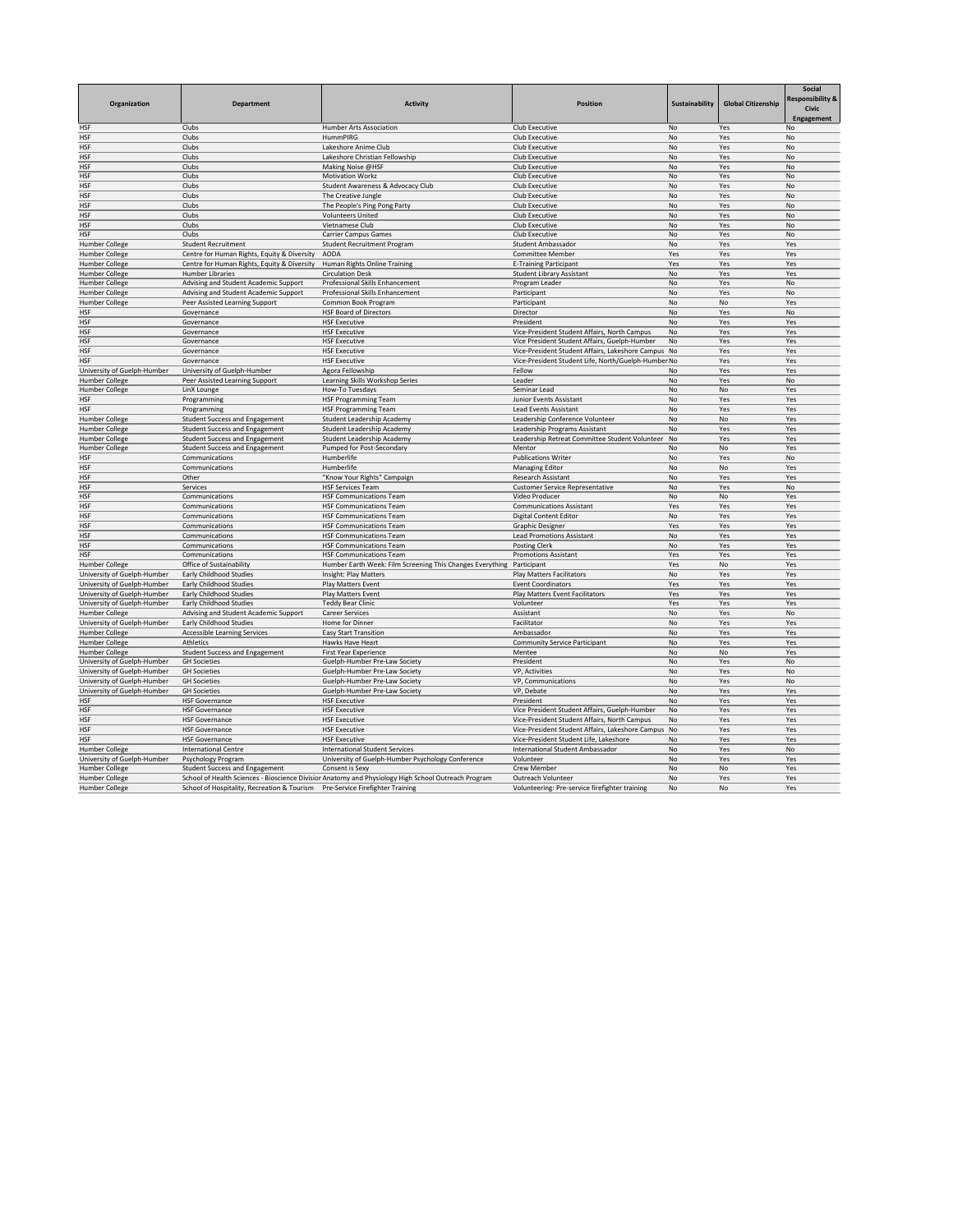| Organization | Department | Activity | Position | Sustainability | Global Citizenship | Social Responsibility & Civic Engagement |
|---|---|---|---|---|---|---|
| HSF | Clubs | Humber Arts Association | Club Executive | No | Yes | No |
| HSF | Clubs | HummPIRG | Club Executive | No | Yes | No |
| HSF | Clubs | Lakeshore Anime Club | Club Executive | No | Yes | No |
| HSF | Clubs | Lakeshore Christian Fellowship | Club Executive | No | Yes | No |
| HSF | Clubs | Making Noise @HSF | Club Executive | No | Yes | No |
| HSF | Clubs | Motivation Workz | Club Executive | No | Yes | No |
| HSF | Clubs | Student Awareness & Advocacy Club | Club Executive | No | Yes | No |
| HSF | Clubs | The Creative Jungle | Club Executive | No | Yes | No |
| HSF | Clubs | The People's Ping Pong Party | Club Executive | No | Yes | No |
| HSF | Clubs | Volunteers United | Club Executive | No | Yes | No |
| HSF | Clubs | Vietnamese Club | Club Executive | No | Yes | No |
| HSF | Clubs | Carrier Campus Games | Club Executive | No | Yes | No |
| Humber College | Student Recruitment | Student Recruitment Program | Student Ambassador | No | Yes | Yes |
| Humber College | Centre for Human Rights, Equity & Diversity | AODA | Committee Member | Yes | Yes | Yes |
| Humber College | Centre for Human Rights, Equity & Diversity | Human Rights Online Training | E-Training Participant | Yes | Yes | Yes |
| Humber College | Humber Libraries | Circulation Desk | Student Library Assistant | No | Yes | Yes |
| Humber College | Advising and Student Academic Support | Professional Skills Enhancement | Program Leader | No | Yes | No |
| Humber College | Advising and Student Academic Support | Professional Skills Enhancement | Participant | No | Yes | No |
| Humber College | Peer Assisted Learning Support | Common Book Program | Participant | No | No | Yes |
| HSF | Governance | HSF Board of Directors | Director | No | Yes | No |
| HSF | Governance | HSF Executive | President | No | Yes | Yes |
| HSF | Governance | HSF Executive | Vice-President Student Affairs, North Campus | No | Yes | Yes |
| HSF | Governance | HSF Executive | Vice President Student Affairs, Guelph-Humber | No | Yes | Yes |
| HSF | Governance | HSF Executive | Vice-President Student Affairs, Lakeshore Campus | No | Yes | Yes |
| HSF | Governance | HSF Executive | Vice-President Student Life, North/Guelph-Humber | No | Yes | Yes |
| University of Guelph-Humber | University of Guelph-Humber | Agora Fellowship | Fellow | No | Yes | Yes |
| Humber College | Peer Assisted Learning Support | Learning Skills Workshop Series | Leader | No | Yes | No |
| Humber College | LinX Lounge | How-To Tuesdays | Seminar Lead | No | No | Yes |
| HSF | Programming | HSF Programming Team | Junior Events Assistant | No | Yes | Yes |
| HSF | Programming | HSF Programming Team | Lead Events Assistant | No | Yes | Yes |
| Humber College | Student Success and Engagement | Student Leadership Academy | Leadership Conference Volunteer | No | No | Yes |
| Humber College | Student Success and Engagement | Student Leadership Academy | Leadership Programs Assistant | No | Yes | Yes |
| Humber College | Student Success and Engagement | Student Leadership Academy | Leadership Retreat Committee Student Volunteer | No | Yes | Yes |
| Humber College | Student Success and Engagement | Pumped for Post-Secondary | Mentor | No | No | Yes |
| HSF | Communications | Humberlife | Publications Writer | No | Yes | No |
| HSF | Communications | Humberlife | Managing Editor | No | No | Yes |
| HSF | Other | "Know Your Rights" Campaign | Research Assistant | No | Yes | Yes |
| HSF | Services | HSF Services Team | Customer Service Representative | No | Yes | No |
| HSF | Communications | HSF Communications Team | Video Producer | No | No | Yes |
| HSF | Communications | HSF Communications Team | Communications Assistant | Yes | Yes | Yes |
| HSF | Communications | HSF Communications Team | Digital Content Editor | No | Yes | Yes |
| HSF | Communications | HSF Communications Team | Graphic Designer | Yes | Yes | Yes |
| HSF | Communications | HSF Communications Team | Lead Promotions Assistant | No | Yes | Yes |
| HSF | Communications | HSF Communications Team | Posting Clerk | No | Yes | Yes |
| HSF | Communications | HSF Communications Team | Promotions Assistant | Yes | Yes | Yes |
| Humber College | Office of Sustainability | Humber Earth Week: Film Screening This Changes Everything | Participant | Yes | No | Yes |
| University of Guelph-Humber | Early Childhood Studies | Insight: Play Matters | Play Matters Facilitators | No | Yes | Yes |
| University of Guelph-Humber | Early Childhood Studies | Play Matters Event | Event Coordinators | Yes | Yes | Yes |
| University of Guelph-Humber | Early Childhood Studies | Play Matters Event | Play Matters Event Facilitators | Yes | Yes | Yes |
| University of Guelph-Humber | Early Childhood Studies | Teddy Bear Clinic | Volunteer | Yes | Yes | Yes |
| Humber College | Advising and Student Academic Support | Career Services | Assistant | No | Yes | No |
| University of Guelph-Humber | Early Childhood Studies | Home for Dinner | Facilitator | No | Yes | Yes |
| Humber College | Accessible Learning Services | Easy Start Transition | Ambassador | No | Yes | Yes |
| Humber College | Athletics | Hawks Have Heart | Community Service Participant | No | Yes | Yes |
| Humber College | Student Success and Engagement | First Year Experience | Mentee | No | No | Yes |
| University of Guelph-Humber | GH Societies | Guelph-Humber Pre-Law Society | President | No | Yes | No |
| University of Guelph-Humber | GH Societies | Guelph-Humber Pre-Law Society | VP, Activities | No | Yes | No |
| University of Guelph-Humber | GH Societies | Guelph-Humber Pre-Law Society | VP, Communications | No | Yes | No |
| University of Guelph-Humber | GH Societies | Guelph-Humber Pre-Law Society | VP, Debate | No | Yes | Yes |
| HSF | HSF Governance | HSF Executive | President | No | Yes | Yes |
| HSF | HSF Governance | HSF Executive | Vice President Student Affairs, Guelph-Humber | No | Yes | Yes |
| HSF | HSF Governance | HSF Executive | Vice-President Student Affairs, North Campus | No | Yes | Yes |
| HSF | HSF Governance | HSF Executive | Vice-President Student Affairs, Lakeshore Campus | No | Yes | Yes |
| HSF | HSF Governance | HSF Executive | Vice-President Student Life, Lakeshore | No | Yes | Yes |
| Humber College | International Centre | International Student Services | International Student Ambassador | No | Yes | No |
| University of Guelph-Humber | Psychology Program | University of Guelph-Humber Psychology Conference | Volunteer | No | Yes | Yes |
| Humber College | Student Success and Engagement | Consent is Sexy | Crew Member | No | No | Yes |
| Humber College | School of Health Sciences - Bioscience Division | Anatomy and Physiology High School Outreach Program | Outreach Volunteer | No | Yes | Yes |
| Humber College | School of Hospitality, Recreation & Tourism | Pre-Service Firefighter Training | Volunteering: Pre-service firefighter training | No | No | Yes |